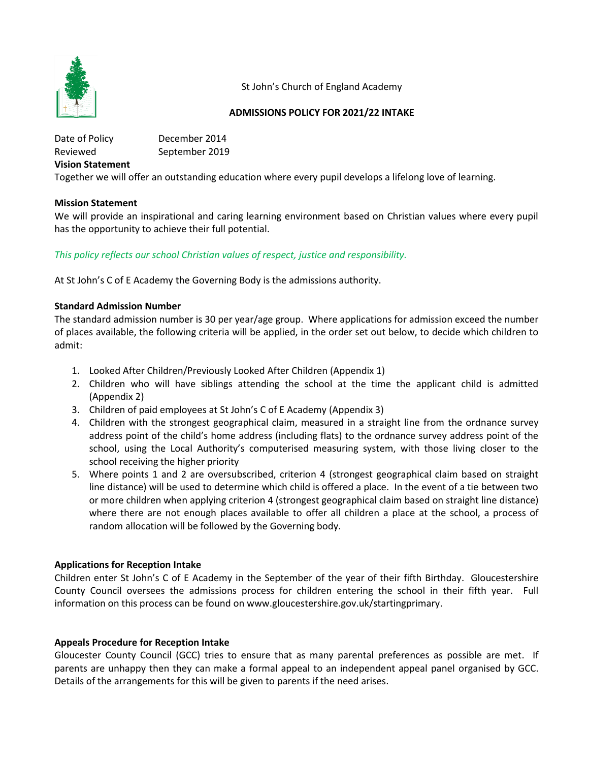St John's Church of England Academy

**ADMISSIONS POLICY FOR 2021/22 INTAKE**

Date of Policy December 2014
Reviewed September 2019

**Vision Statement**

Together we will offer an outstanding education where every pupil develops a lifelong love of learning.

**Mission Statement**

We will provide an inspirational and caring learning environment based on Christian values where every pupil has the opportunity to achieve their full potential.

*This policy reflects our school Christian values of respect, justice and responsibility.*

At St John's C of E Academy the Governing Body is the admissions authority.

**Standard Admission Number**

The standard admission number is 30 per year/age group. Where applications for admission exceed the number of places available, the following criteria will be applied, in the order set out below, to decide which children to admit:

1. Looked After Children/Previously Looked After Children (Appendix 1)
2. Children who will have siblings attending the school at the time the applicant child is admitted (Appendix 2)
3. Children of paid employees at St John's C of E Academy (Appendix 3)
4. Children with the strongest geographical claim, measured in a straight line from the ordnance survey address point of the child's home address (including flats) to the ordnance survey address point of the school, using the Local Authority's computerised measuring system, with those living closer to the school receiving the higher priority
5. Where points 1 and 2 are oversubscribed, criterion 4 (strongest geographical claim based on straight line distance) will be used to determine which child is offered a place. In the event of a tie between two or more children when applying criterion 4 (strongest geographical claim based on straight line distance) where there are not enough places available to offer all children a place at the school, a process of random allocation will be followed by the Governing body.

**Applications for Reception Intake**

Children enter St John's C of E Academy in the September of the year of their fifth Birthday. Gloucestershire County Council oversees the admissions process for children entering the school in their fifth year. Full information on this process can be found on www.gloucestershire.gov.uk/startingprimary.

**Appeals Procedure for Reception Intake**

Gloucester County Council (GCC) tries to ensure that as many parental preferences as possible are met. If parents are unhappy then they can make a formal appeal to an independent appeal panel organised by GCC. Details of the arrangements for this will be given to parents if the need arises.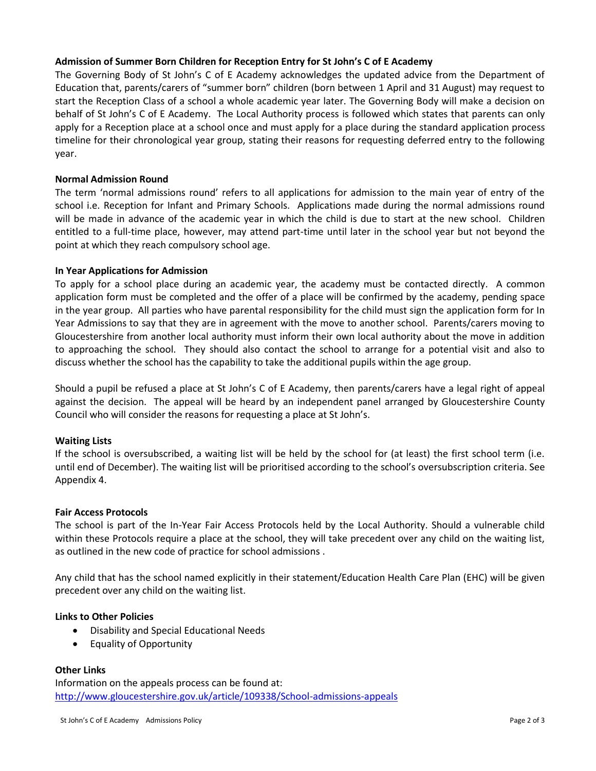**Admission of Summer Born Children for Reception Entry for St John's C of E Academy**

The Governing Body of St John's C of E Academy acknowledges the updated advice from the Department of Education that, parents/carers of "summer born" children (born between 1 April and 31 August) may request to start the Reception Class of a school a whole academic year later. The Governing Body will make a decision on behalf of St John's C of E Academy. The Local Authority process is followed which states that parents can only apply for a Reception place at a school once and must apply for a place during the standard application process timeline for their chronological year group, stating their reasons for requesting deferred entry to the following year.

**Normal Admission Round**

The term 'normal admissions round' refers to all applications for admission to the main year of entry of the school i.e. Reception for Infant and Primary Schools. Applications made during the normal admissions round will be made in advance of the academic year in which the child is due to start at the new school. Children entitled to a full-time place, however, may attend part-time until later in the school year but not beyond the point at which they reach compulsory school age.

**In Year Applications for Admission**

To apply for a school place during an academic year, the academy must be contacted directly. A common application form must be completed and the offer of a place will be confirmed by the academy, pending space in the year group. All parties who have parental responsibility for the child must sign the application form for In Year Admissions to say that they are in agreement with the move to another school. Parents/carers moving to Gloucestershire from another local authority must inform their own local authority about the move in addition to approaching the school. They should also contact the school to arrange for a potential visit and also to discuss whether the school has the capability to take the additional pupils within the age group.

Should a pupil be refused a place at St John's C of E Academy, then parents/carers have a legal right of appeal against the decision. The appeal will be heard by an independent panel arranged by Gloucestershire County Council who will consider the reasons for requesting a place at St John's.

**Waiting Lists**

If the school is oversubscribed, a waiting list will be held by the school for (at least) the first school term (i.e. until end of December). The waiting list will be prioritised according to the school's oversubscription criteria. See Appendix 4.

**Fair Access Protocols**

The school is part of the In-Year Fair Access Protocols held by the Local Authority. Should a vulnerable child within these Protocols require a place at the school, they will take precedent over any child on the waiting list, as outlined in the new code of practice for school admissions .

Any child that has the school named explicitly in their statement/Education Health Care Plan (EHC) will be given precedent over any child on the waiting list.

**Links to Other Policies**

- Disability and Special Educational Needs
- Equality of Opportunity

**Other Links**

Information on the appeals process can be found at:
http://www.gloucestershire.gov.uk/article/109338/School-admissions-appeals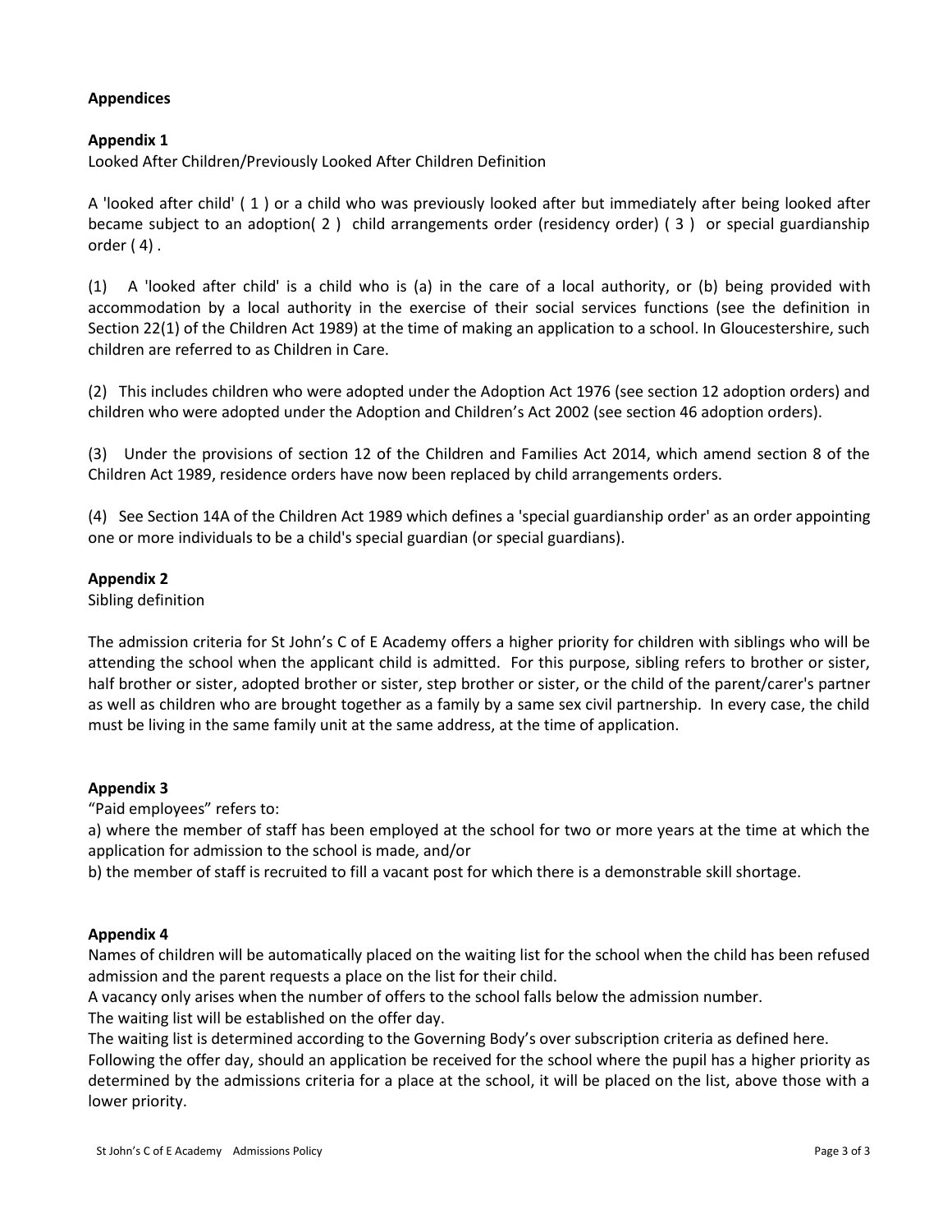**Appendices**

**Appendix 1**

Looked After Children/Previously Looked After Children Definition

A 'looked after child' ( 1 ) or a child who was previously looked after but immediately after being looked after became subject to an adoption( 2 ) child arrangements order (residency order) ( 3 ) or special guardianship order ( 4) .

(1) A 'looked after child' is a child who is (a) in the care of a local authority, or (b) being provided with accommodation by a local authority in the exercise of their social services functions (see the definition in Section 22(1) of the Children Act 1989) at the time of making an application to a school. In Gloucestershire, such children are referred to as Children in Care.

(2) This includes children who were adopted under the Adoption Act 1976 (see section 12 adoption orders) and children who were adopted under the Adoption and Children's Act 2002 (see section 46 adoption orders).

(3) Under the provisions of section 12 of the Children and Families Act 2014, which amend section 8 of the Children Act 1989, residence orders have now been replaced by child arrangements orders.

(4) See Section 14A of the Children Act 1989 which defines a 'special guardianship order' as an order appointing one or more individuals to be a child's special guardian (or special guardians).

**Appendix 2**

Sibling definition

The admission criteria for St John's C of E Academy offers a higher priority for children with siblings who will be attending the school when the applicant child is admitted. For this purpose, sibling refers to brother or sister, half brother or sister, adopted brother or sister, step brother or sister, or the child of the parent/carer's partner as well as children who are brought together as a family by a same sex civil partnership. In every case, the child must be living in the same family unit at the same address, at the time of application.

**Appendix 3**

"Paid employees" refers to:

a) where the member of staff has been employed at the school for two or more years at the time at which the application for admission to the school is made, and/or

b) the member of staff is recruited to fill a vacant post for which there is a demonstrable skill shortage.

**Appendix 4**

Names of children will be automatically placed on the waiting list for the school when the child has been refused admission and the parent requests a place on the list for their child.

A vacancy only arises when the number of offers to the school falls below the admission number.

The waiting list will be established on the offer day.

The waiting list is determined according to the Governing Body's over subscription criteria as defined here.

Following the offer day, should an application be received for the school where the pupil has a higher priority as determined by the admissions criteria for a place at the school, it will be placed on the list, above those with a lower priority.